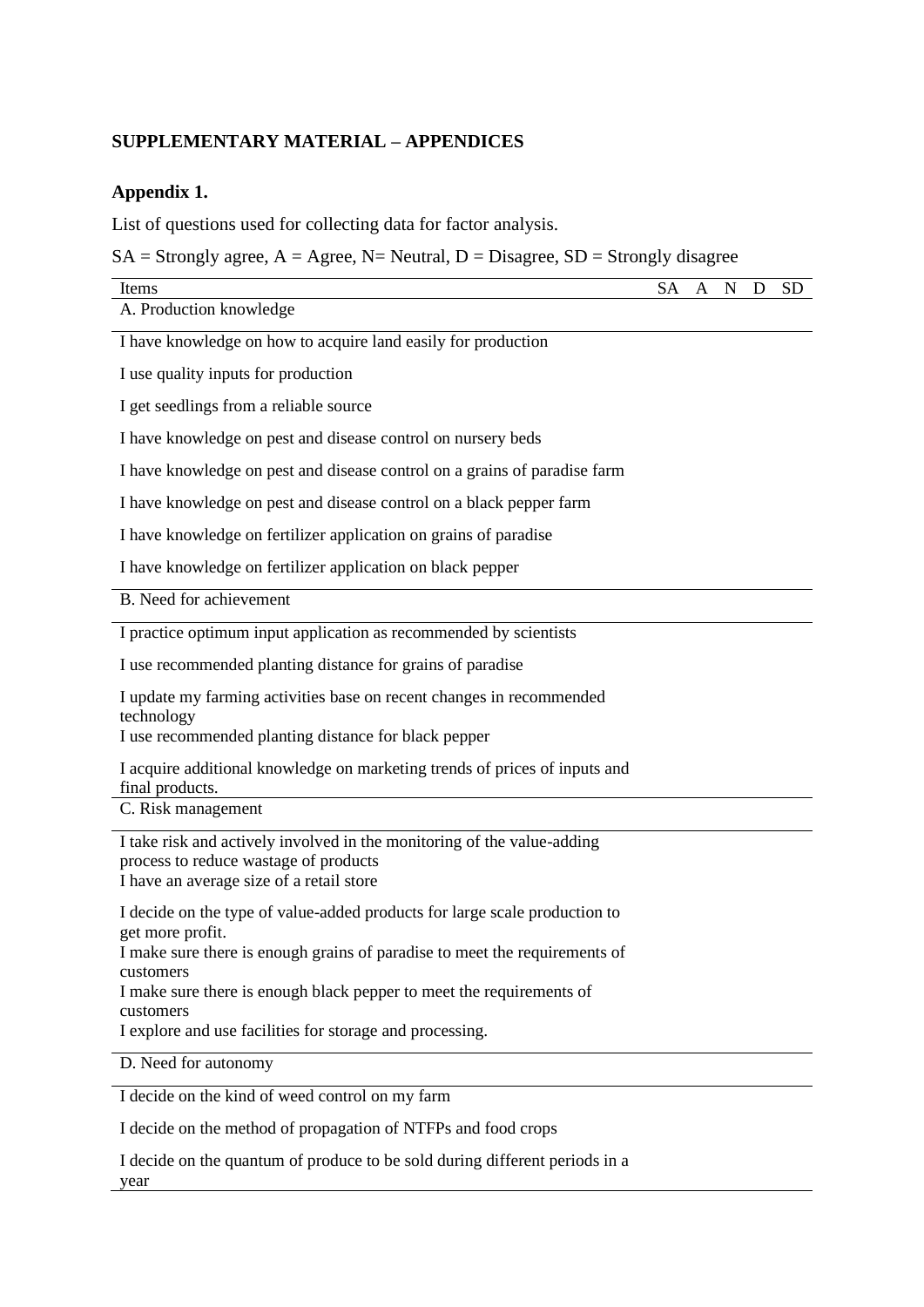**SUPPLEMENTARY MATERIAL – APPENDICES**

**Appendix 1.**

List of questions used for collecting data for factor analysis.

SA = Strongly agree, A = Agree, N= Neutral, D = Disagree, SD = Strongly disagree

| Items | SA | A | N | D | SD |
|---|---|---|---|---|---|
| A. Production knowledge | | | | | |
| I have knowledge on how to acquire land easily for production | | | | | |
| I use quality inputs for production | | | | | |
| I get seedlings from a reliable source | | | | | |
| I have knowledge on pest and disease control on nursery beds | | | | | |
| I have knowledge on pest and disease control on a grains of paradise farm | | | | | |
| I have knowledge on pest and disease control on a black pepper farm | | | | | |
| I have knowledge on fertilizer application on grains of paradise | | | | | |
| I have knowledge on fertilizer application on black pepper | | | | | |
| B. Need for achievement | | | | | |
| I practice optimum input application as recommended by scientists | | | | | |
| I use recommended planting distance for grains of paradise | | | | | |
| I update my farming activities base on recent changes in recommended technology | | | | | |
| I use recommended planting distance for black pepper | | | | | |
| I acquire additional knowledge on marketing trends of prices of inputs and final products. | | | | | |
| C. Risk management | | | | | |
| I take risk and actively involved in the monitoring of the value-adding process to reduce wastage of products | | | | | |
| I have an average size of a retail store | | | | | |
| I decide on the type of value-added products for large scale production to get more profit. | | | | | |
| I make sure there is enough grains of paradise to meet the requirements of customers | | | | | |
| I make sure there is enough black pepper to meet the requirements of customers | | | | | |
| I explore and use facilities for storage and processing. | | | | | |
| D. Need for autonomy | | | | | |
| I decide on the kind of weed control on my farm | | | | | |
| I decide on the method of propagation of NTFPs and food crops | | | | | |
| I decide on the quantum of produce to be sold during different periods in a year | | | | | |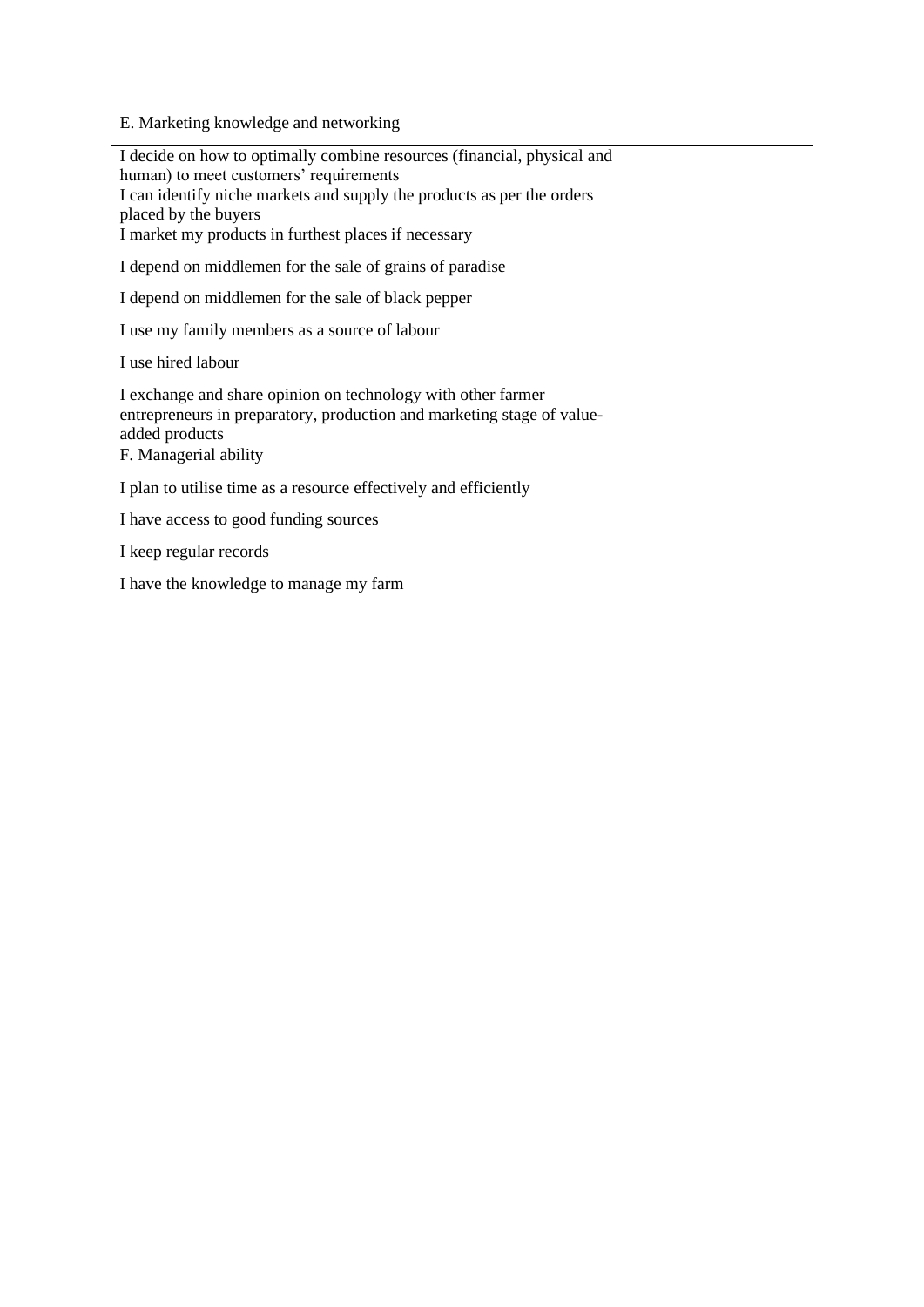| |
|---|
| E. Marketing knowledge and networking |
| I decide on how to optimally combine resources (financial, physical and human) to meet customers' requirements |
| I can identify niche markets and supply the products as per the orders placed by the buyers |
| I market my products in furthest places if necessary |
| I depend on middlemen for the sale of grains of paradise |
| I depend on middlemen for the sale of black pepper |
| I use my family members as a source of labour |
| I use hired labour |
| I exchange and share opinion on technology with other farmer entrepreneurs in preparatory, production and marketing stage of value-added products |
| F. Managerial ability |
| I plan to utilise time as a resource effectively and efficiently |
| I have access to good funding sources |
| I keep regular records |
| I have the knowledge to manage my farm |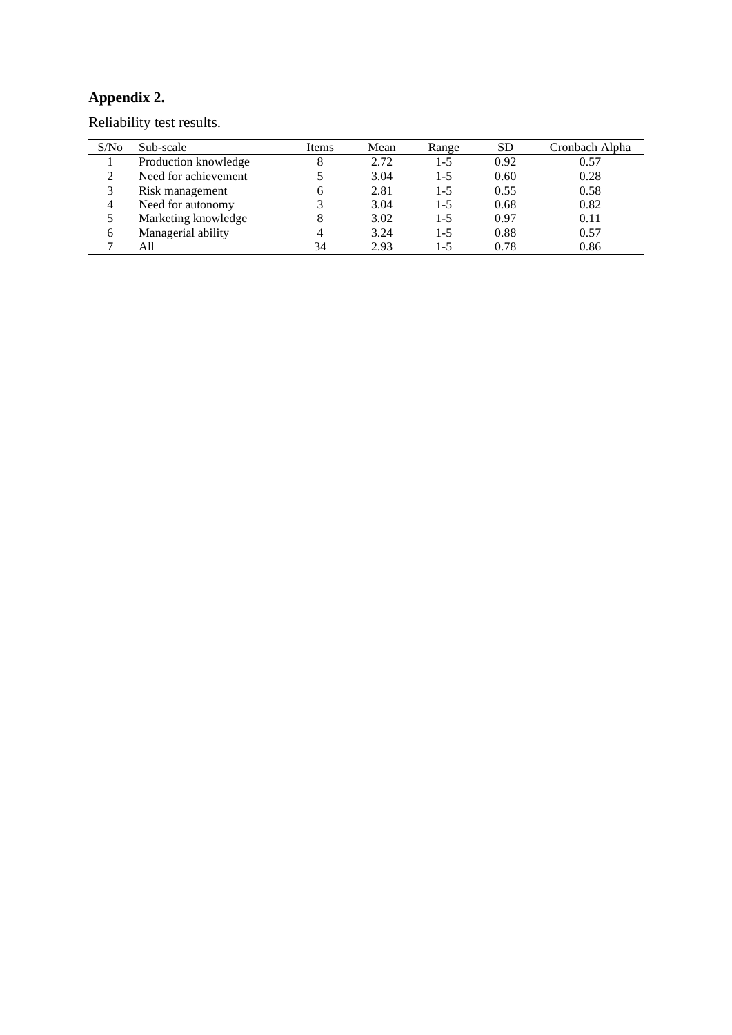**Appendix 2.**

Reliability test results.

| S/No | Sub-scale | Items | Mean | Range | SD | Cronbach Alpha |
|---|---|---|---|---|---|---|
| 1 | Production knowledge | 8 | 2.72 | 1-5 | 0.92 | 0.57 |
| 2 | Need for achievement | 5 | 3.04 | 1-5 | 0.60 | 0.28 |
| 3 | Risk management | 6 | 2.81 | 1-5 | 0.55 | 0.58 |
| 4 | Need for autonomy | 3 | 3.04 | 1-5 | 0.68 | 0.82 |
| 5 | Marketing knowledge | 8 | 3.02 | 1-5 | 0.97 | 0.11 |
| 6 | Managerial ability | 4 | 3.24 | 1-5 | 0.88 | 0.57 |
| 7 | All | 34 | 2.93 | 1-5 | 0.78 | 0.86 |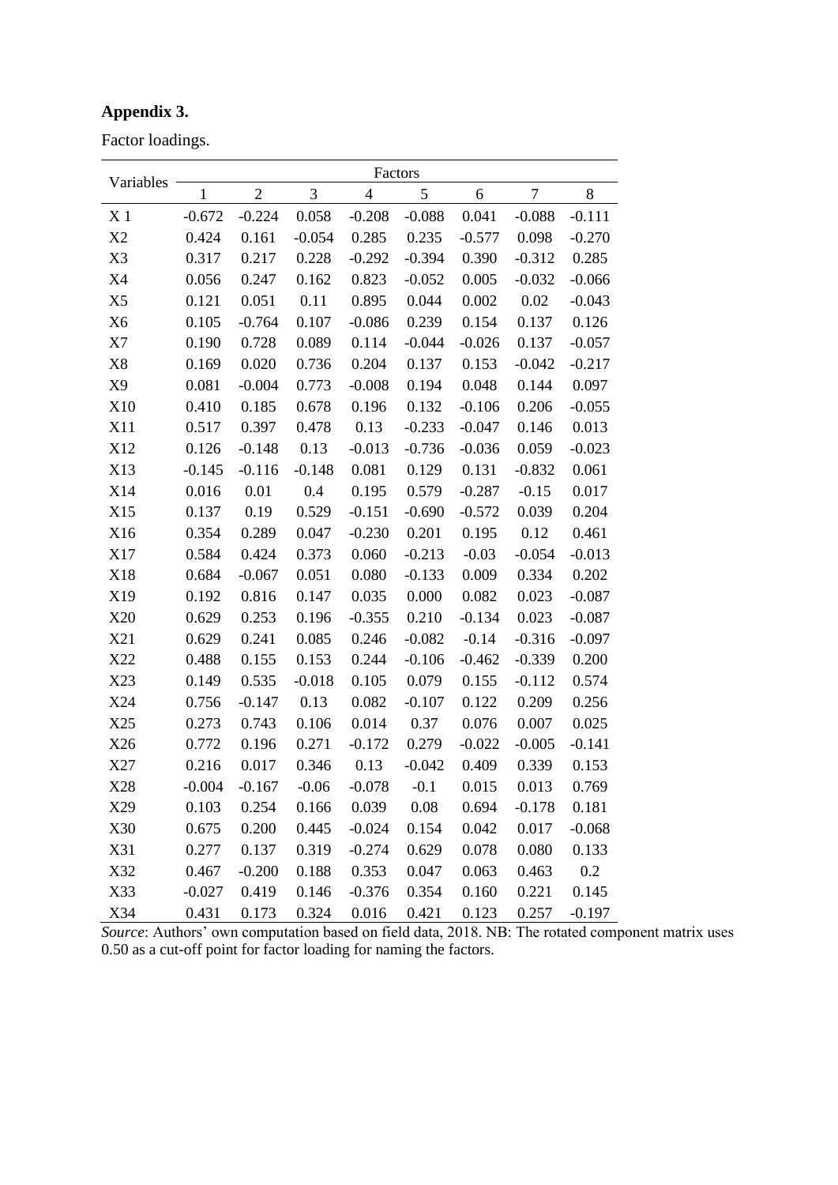**Appendix 3.**

Factor loadings.

| Variables | Factors | | | | | | | |
|---|---|---|---|---|---|---|---|---|
| | 1 | 2 | 3 | 4 | 5 | 6 | 7 | 8 |
| X 1 | -0.672 | -0.224 | 0.058 | -0.208 | -0.088 | 0.041 | -0.088 | -0.111 |
| X2 | 0.424 | 0.161 | -0.054 | 0.285 | 0.235 | -0.577 | 0.098 | -0.270 |
| X3 | 0.317 | 0.217 | 0.228 | -0.292 | -0.394 | 0.390 | -0.312 | 0.285 |
| X4 | 0.056 | 0.247 | 0.162 | 0.823 | -0.052 | 0.005 | -0.032 | -0.066 |
| X5 | 0.121 | 0.051 | 0.11 | 0.895 | 0.044 | 0.002 | 0.02 | -0.043 |
| X6 | 0.105 | -0.764 | 0.107 | -0.086 | 0.239 | 0.154 | 0.137 | 0.126 |
| X7 | 0.190 | 0.728 | 0.089 | 0.114 | -0.044 | -0.026 | 0.137 | -0.057 |
| X8 | 0.169 | 0.020 | 0.736 | 0.204 | 0.137 | 0.153 | -0.042 | -0.217 |
| X9 | 0.081 | -0.004 | 0.773 | -0.008 | 0.194 | 0.048 | 0.144 | 0.097 |
| X10 | 0.410 | 0.185 | 0.678 | 0.196 | 0.132 | -0.106 | 0.206 | -0.055 |
| X11 | 0.517 | 0.397 | 0.478 | 0.13 | -0.233 | -0.047 | 0.146 | 0.013 |
| X12 | 0.126 | -0.148 | 0.13 | -0.013 | -0.736 | -0.036 | 0.059 | -0.023 |
| X13 | -0.145 | -0.116 | -0.148 | 0.081 | 0.129 | 0.131 | -0.832 | 0.061 |
| X14 | 0.016 | 0.01 | 0.4 | 0.195 | 0.579 | -0.287 | -0.15 | 0.017 |
| X15 | 0.137 | 0.19 | 0.529 | -0.151 | -0.690 | -0.572 | 0.039 | 0.204 |
| X16 | 0.354 | 0.289 | 0.047 | -0.230 | 0.201 | 0.195 | 0.12 | 0.461 |
| X17 | 0.584 | 0.424 | 0.373 | 0.060 | -0.213 | -0.03 | -0.054 | -0.013 |
| X18 | 0.684 | -0.067 | 0.051 | 0.080 | -0.133 | 0.009 | 0.334 | 0.202 |
| X19 | 0.192 | 0.816 | 0.147 | 0.035 | 0.000 | 0.082 | 0.023 | -0.087 |
| X20 | 0.629 | 0.253 | 0.196 | -0.355 | 0.210 | -0.134 | 0.023 | -0.087 |
| X21 | 0.629 | 0.241 | 0.085 | 0.246 | -0.082 | -0.14 | -0.316 | -0.097 |
| X22 | 0.488 | 0.155 | 0.153 | 0.244 | -0.106 | -0.462 | -0.339 | 0.200 |
| X23 | 0.149 | 0.535 | -0.018 | 0.105 | 0.079 | 0.155 | -0.112 | 0.574 |
| X24 | 0.756 | -0.147 | 0.13 | 0.082 | -0.107 | 0.122 | 0.209 | 0.256 |
| X25 | 0.273 | 0.743 | 0.106 | 0.014 | 0.37 | 0.076 | 0.007 | 0.025 |
| X26 | 0.772 | 0.196 | 0.271 | -0.172 | 0.279 | -0.022 | -0.005 | -0.141 |
| X27 | 0.216 | 0.017 | 0.346 | 0.13 | -0.042 | 0.409 | 0.339 | 0.153 |
| X28 | -0.004 | -0.167 | -0.06 | -0.078 | -0.1 | 0.015 | 0.013 | 0.769 |
| X29 | 0.103 | 0.254 | 0.166 | 0.039 | 0.08 | 0.694 | -0.178 | 0.181 |
| X30 | 0.675 | 0.200 | 0.445 | -0.024 | 0.154 | 0.042 | 0.017 | -0.068 |
| X31 | 0.277 | 0.137 | 0.319 | -0.274 | 0.629 | 0.078 | 0.080 | 0.133 |
| X32 | 0.467 | -0.200 | 0.188 | 0.353 | 0.047 | 0.063 | 0.463 | 0.2 |
| X33 | -0.027 | 0.419 | 0.146 | -0.376 | 0.354 | 0.160 | 0.221 | 0.145 |
| X34 | 0.431 | 0.173 | 0.324 | 0.016 | 0.421 | 0.123 | 0.257 | -0.197 |

*Source*: Authors' own computation based on field data, 2018. NB: The rotated component matrix uses 0.50 as a cut-off point for factor loading for naming the factors.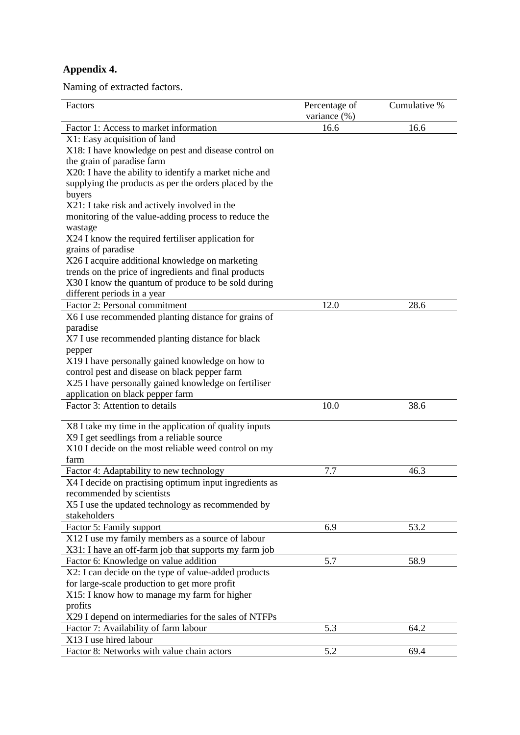**Appendix 4.**

Naming of extracted factors.

| Factors | Percentage of variance (%) | Cumulative % |
|---|---|---|
| Factor 1: Access to market information | 16.6 | 16.6 |
| X1: Easy acquisition of land<br>X18: I have knowledge on pest and disease control on the grain of paradise farm<br>X20: I have the ability to identify a market niche and supplying the products as per the orders placed by the buyers<br>X21: I take risk and actively involved in the monitoring of the value-adding process to reduce the wastage<br>X24 I know the required fertiliser application for grains of paradise<br>X26 I acquire additional knowledge on marketing trends on the price of ingredients and final products<br>X30 I know the quantum of produce to be sold during different periods in a year | | |
| Factor 2: Personal commitment | 12.0 | 28.6 |
| X6 I use recommended planting distance for grains of paradise<br>X7 I use recommended planting distance for black pepper<br>X19 I have personally gained knowledge on how to control pest and disease on black pepper farm<br>X25 I have personally gained knowledge on fertiliser application on black pepper farm | | |
| Factor 3: Attention to details | 10.0 | 38.6 |
| X8 I take my time in the application of quality inputs<br>X9 I get seedlings from a reliable source<br>X10 I decide on the most reliable weed control on my farm | | |
| Factor 4: Adaptability to new technology | 7.7 | 46.3 |
| X4 I decide on practising optimum input ingredients as recommended by scientists<br>X5 I use the updated technology as recommended by stakeholders | | |
| Factor 5: Family support | 6.9 | 53.2 |
| X12 I use my family members as a source of labour<br>X31: I have an off-farm job that supports my farm job | | |
| Factor 6: Knowledge on value addition | 5.7 | 58.9 |
| X2: I can decide on the type of value-added products for large-scale production to get more profit<br>X15: I know how to manage my farm for higher profits<br>X29 I depend on intermediaries for the sales of NTFPs | | |
| Factor 7: Availability of farm labour | 5.3 | 64.2 |
| X13 I use hired labour | | |
| Factor 8: Networks with value chain actors | 5.2 | 69.4 |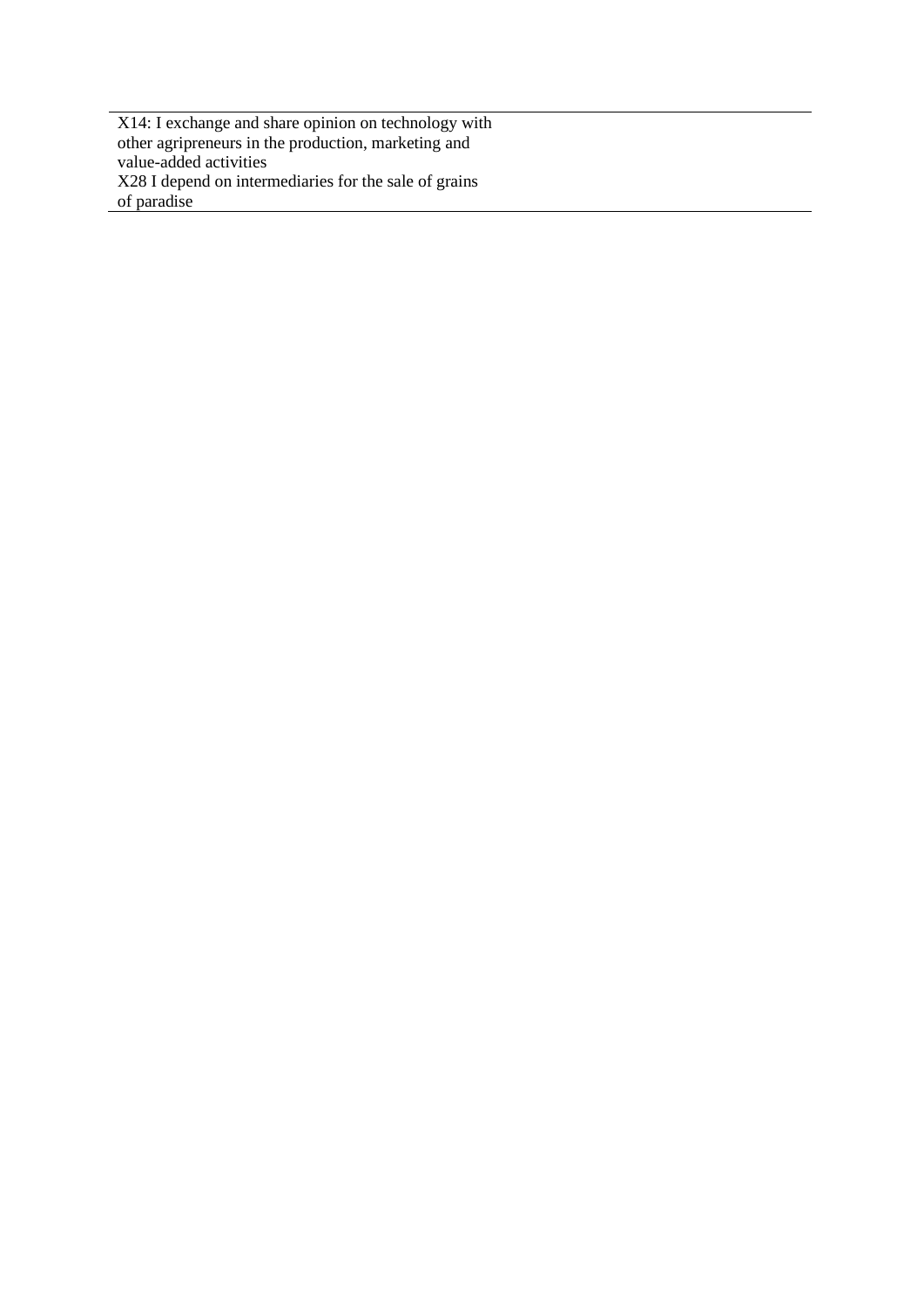| | |
|---|---|
| X14: I exchange and share opinion on technology with other agripreneurs in the production, marketing and value-added activities | |
| X28 I depend on intermediaries for the sale of grains of paradise | |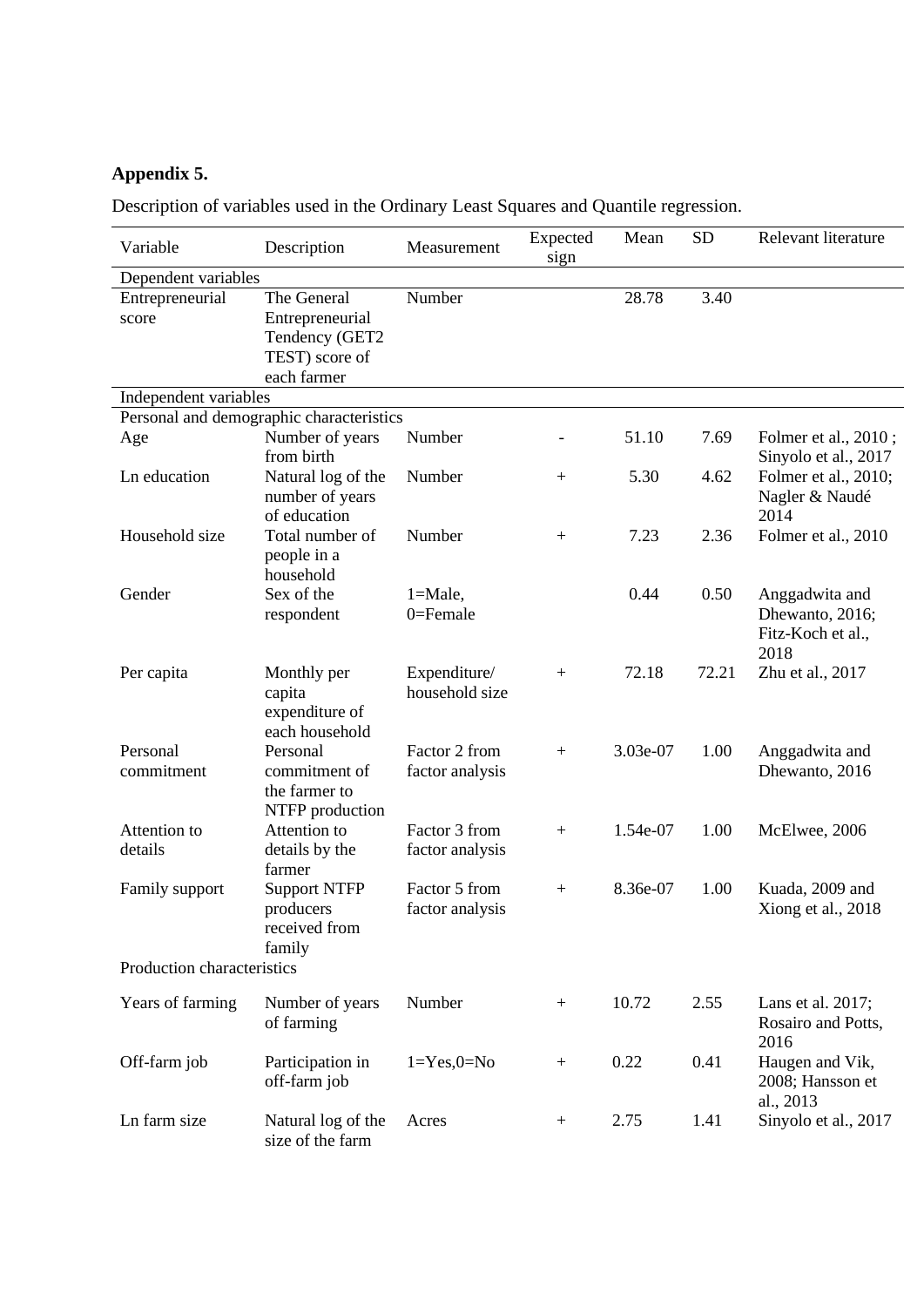**Appendix 5.**

Description of variables used in the Ordinary Least Squares and Quantile regression.

| Variable | Description | Measurement | Expected sign | Mean | SD | Relevant literature |
|---|---|---|---|---|---|---|
| Dependent variables | | | | | | |
| Entrepreneurial score | The General Entrepreneurial Tendency (GET2 TEST) score of each farmer | Number | | 28.78 | 3.40 | |
| Independent variables | | | | | | |
| Personal and demographic characteristics | | | | | | |
| Age | Number of years from birth | Number | - | 51.10 | 7.69 | Folmer et al., 2010 ; Sinyolo et al., 2017 |
| Ln education | Natural log of the number of years of education | Number | + | 5.30 | 4.62 | Folmer et al., 2010; Nagler & Naudé 2014 |
| Household size | Total number of people in a household | Number | + | 7.23 | 2.36 | Folmer et al., 2010 |
| Gender | Sex of the respondent | 1=Male, 0=Female | | 0.44 | 0.50 | Anggadwita and Dhewanto, 2016; Fitz-Koch et al., 2018 |
| Per capita | Monthly per capita expenditure of each household | Expenditure/ household size | + | 72.18 | 72.21 | Zhu et al., 2017 |
| Personal commitment | Personal commitment of the farmer to NTFP production | Factor 2 from factor analysis | + | 3.03e-07 | 1.00 | Anggadwita and Dhewanto, 2016 |
| Attention to details | Attention to details by the farmer | Factor 3 from factor analysis | + | 1.54e-07 | 1.00 | McElwee, 2006 |
| Family support | Support NTFP producers received from family | Factor 5 from factor analysis | + | 8.36e-07 | 1.00 | Kuada, 2009 and Xiong et al., 2018 |
| Production characteristics | | | | | | |
| Years of farming | Number of years of farming | Number | + | 10.72 | 2.55 | Lans et al. 2017; Rosairo and Potts, 2016 |
| Off-farm job | Participation in off-farm job | 1=Yes,0=No | + | 0.22 | 0.41 | Haugen and Vik, 2008; Hansson et al., 2013 |
| Ln farm size | Natural log of the size of the farm | Acres | + | 2.75 | 1.41 | Sinyolo et al., 2017 |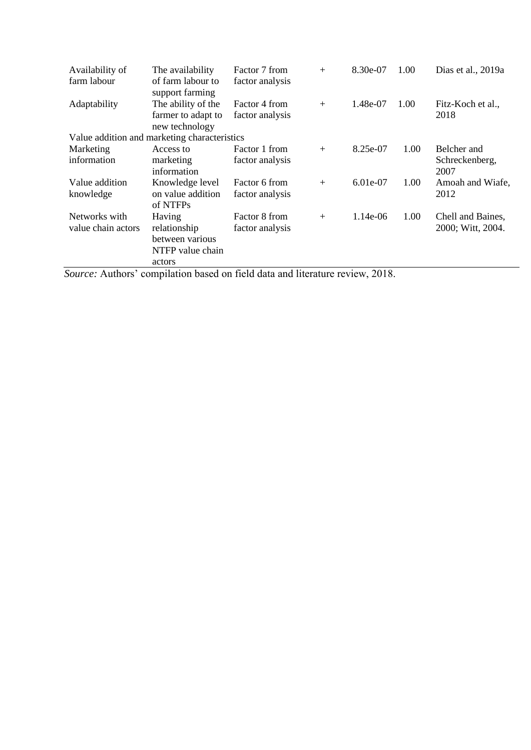| | | | | | | |
|---|---|---|---|---|---|---|
| Availability of farm labour | The availability of farm labour to support farming | Factor 7 from factor analysis | + | 8.30e-07 | 1.00 | Dias et al., 2019a |
| Adaptability | The ability of the farmer to adapt to new technology | Factor 4 from factor analysis | + | 1.48e-07 | 1.00 | Fitz-Koch et al., 2018 |
| Value addition and marketing characteristics | | | | | | |
| Marketing information | Access to marketing information | Factor 1 from factor analysis | + | 8.25e-07 | 1.00 | Belcher and Schreckenberg, 2007 |
| Value addition knowledge | Knowledge level on value addition of NTFPs | Factor 6 from factor analysis | + | 6.01e-07 | 1.00 | Amoah and Wiafe, 2012 |
| Networks with value chain actors | Having relationship between various NTFP value chain actors | Factor 8 from factor analysis | + | 1.14e-06 | 1.00 | Chell and Baines, 2000; Witt, 2004. |

*Source:* Authors' compilation based on field data and literature review, 2018.